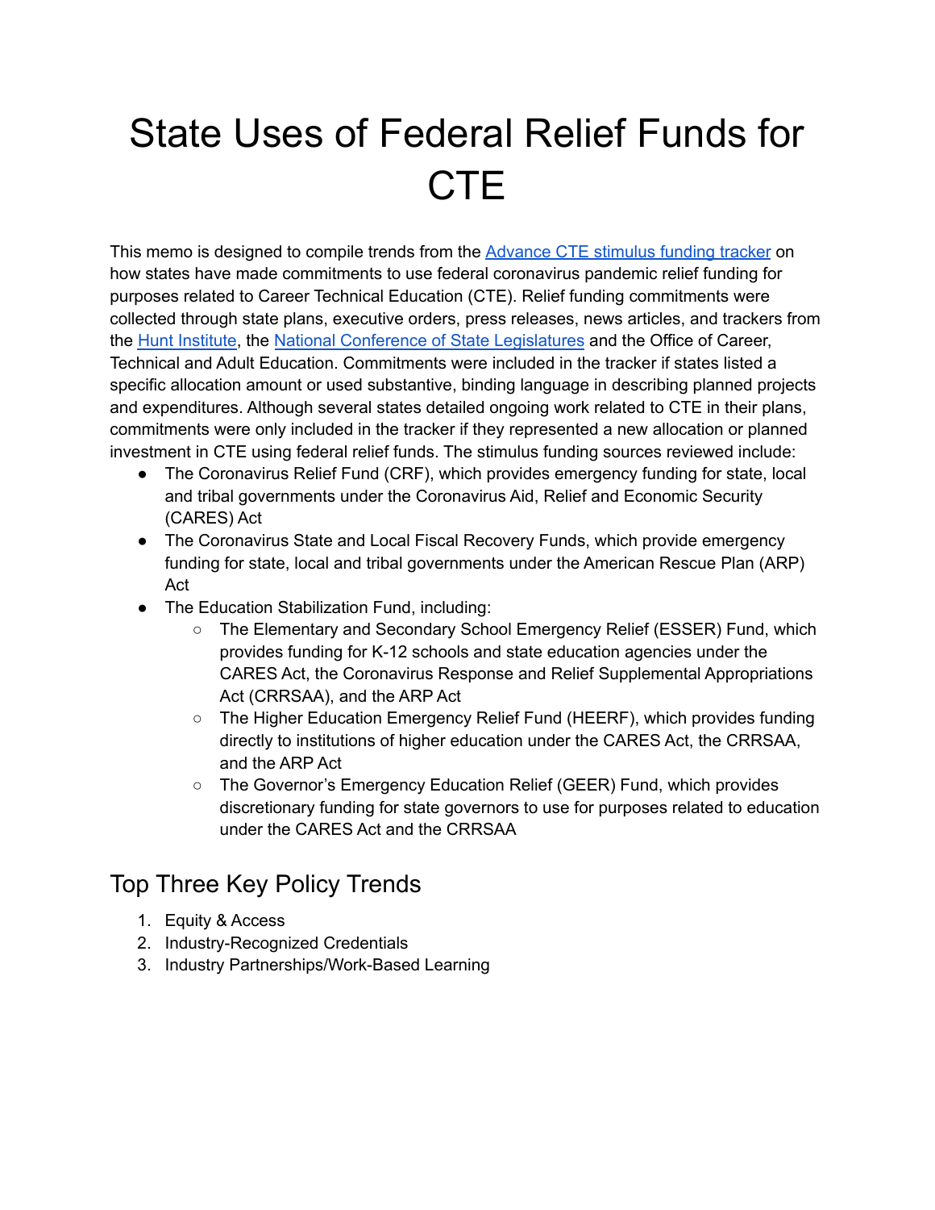# State Uses of Federal Relief Funds for CTE

This memo is designed to compile trends from the Advance CTE stimulus funding tracker on how states have made commitments to use federal coronavirus pandemic relief funding for purposes related to Career Technical Education (CTE). Relief funding commitments were collected through state plans, executive orders, press releases, news articles, and trackers from the Hunt Institute, the National Conference of State Legislatures and the Office of Career, Technical and Adult Education. Commitments were included in the tracker if states listed a specific allocation amount or used substantive, binding language in describing planned projects and expenditures. Although several states detailed ongoing work related to CTE in their plans, commitments were only included in the tracker if they represented a new allocation or planned investment in CTE using federal relief funds. The stimulus funding sources reviewed include:

- The Coronavirus Relief Fund (CRF), which provides emergency funding for state, local and tribal governments under the Coronavirus Aid, Relief and Economic Security (CARES) Act
- The Coronavirus State and Local Fiscal Recovery Funds, which provide emergency funding for state, local and tribal governments under the American Rescue Plan (ARP) Act
- The Education Stabilization Fund, including:
  - The Elementary and Secondary School Emergency Relief (ESSER) Fund, which provides funding for K-12 schools and state education agencies under the CARES Act, the Coronavirus Response and Relief Supplemental Appropriations Act (CRRSAA), and the ARP Act
  - The Higher Education Emergency Relief Fund (HEERF), which provides funding directly to institutions of higher education under the CARES Act, the CRRSAA, and the ARP Act
  - The Governor's Emergency Education Relief (GEER) Fund, which provides discretionary funding for state governors to use for purposes related to education under the CARES Act and the CRRSAA

## Top Three Key Policy Trends

1. Equity & Access
2. Industry-Recognized Credentials
3. Industry Partnerships/Work-Based Learning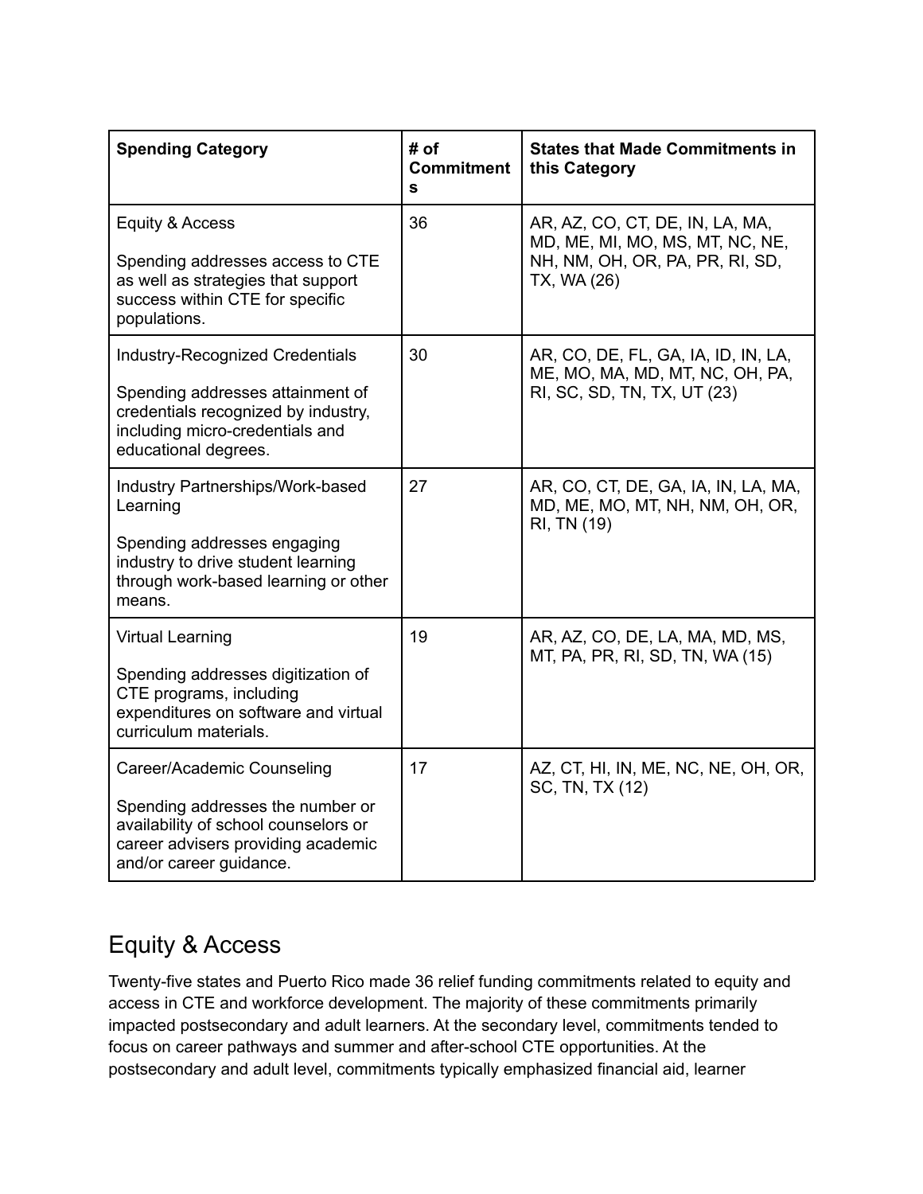| Spending Category | # of Commitments | States that Made Commitments in this Category |
| --- | --- | --- |
| Equity & Access<br><br>Spending addresses access to CTE as well as strategies that support success within CTE for specific populations. | 36 | AR, AZ, CO, CT, DE, IN, LA, MA, MD, ME, MI, MO, MS, MT, NC, NE, NH, NM, OH, OR, PA, PR, RI, SD, TX, WA (26) |
| Industry-Recognized Credentials<br><br>Spending addresses attainment of credentials recognized by industry, including micro-credentials and educational degrees. | 30 | AR, CO, DE, FL, GA, IA, ID, IN, LA, ME, MO, MA, MD, MT, NC, OH, PA, RI, SC, SD, TN, TX, UT (23) |
| Industry Partnerships/Work-based Learning<br><br>Spending addresses engaging industry to drive student learning through work-based learning or other means. | 27 | AR, CO, CT, DE, GA, IA, IN, LA, MA, MD, ME, MO, MT, NH, NM, OH, OR, RI, TN (19) |
| Virtual Learning<br><br>Spending addresses digitization of CTE programs, including expenditures on software and virtual curriculum materials. | 19 | AR, AZ, CO, DE, LA, MA, MD, MS, MT, PA, PR, RI, SD, TN, WA (15) |
| Career/Academic Counseling<br><br>Spending addresses the number or availability of school counselors or career advisers providing academic and/or career guidance. | 17 | AZ, CT, HI, IN, ME, NC, NE, OH, OR, SC, TN, TX (12) |

## Equity & Access

Twenty-five states and Puerto Rico made 36 relief funding commitments related to equity and access in CTE and workforce development. The majority of these commitments primarily impacted postsecondary and adult learners. At the secondary level, commitments tended to focus on career pathways and summer and after-school CTE opportunities. At the postsecondary and adult level, commitments typically emphasized financial aid, learner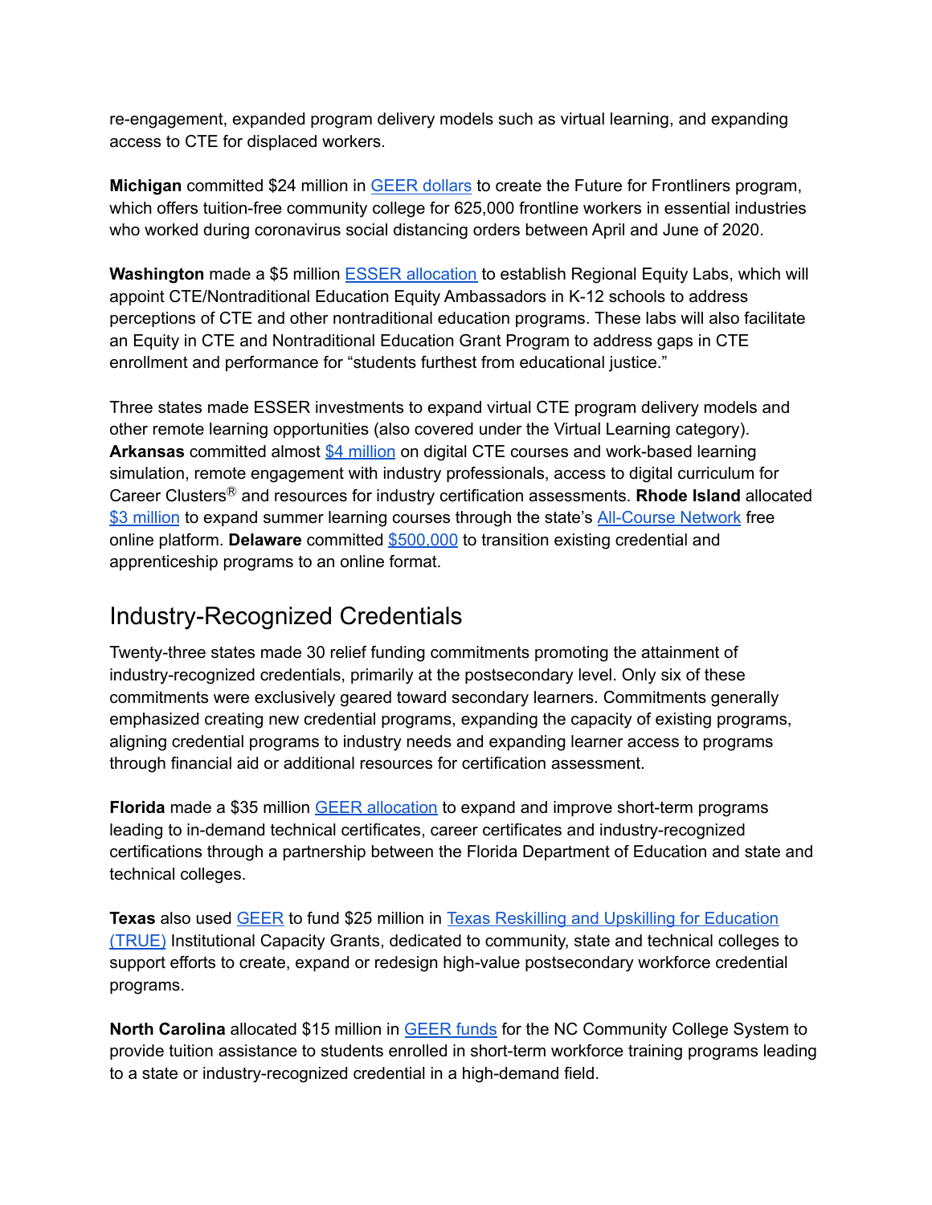re-engagement, expanded program delivery models such as virtual learning, and expanding access to CTE for displaced workers.

**Michigan** committed $24 million in GEER dollars to create the Future for Frontliners program, which offers tuition-free community college for 625,000 frontline workers in essential industries who worked during coronavirus social distancing orders between April and June of 2020.

**Washington** made a $5 million ESSER allocation to establish Regional Equity Labs, which will appoint CTE/Nontraditional Education Equity Ambassadors in K-12 schools to address perceptions of CTE and other nontraditional education programs. These labs will also facilitate an Equity in CTE and Nontraditional Education Grant Program to address gaps in CTE enrollment and performance for "students furthest from educational justice."

Three states made ESSER investments to expand virtual CTE program delivery models and other remote learning opportunities (also covered under the Virtual Learning category). **Arkansas** committed almost $4 million on digital CTE courses and work-based learning simulation, remote engagement with industry professionals, access to digital curriculum for Career Clusters® and resources for industry certification assessments. **Rhode Island** allocated $3 million to expand summer learning courses through the state's All-Course Network free online platform. **Delaware** committed $500,000 to transition existing credential and apprenticeship programs to an online format.

## Industry-Recognized Credentials

Twenty-three states made 30 relief funding commitments promoting the attainment of industry-recognized credentials, primarily at the postsecondary level. Only six of these commitments were exclusively geared toward secondary learners. Commitments generally emphasized creating new credential programs, expanding the capacity of existing programs, aligning credential programs to industry needs and expanding learner access to programs through financial aid or additional resources for certification assessment.

**Florida** made a $35 million GEER allocation to expand and improve short-term programs leading to in-demand technical certificates, career certificates and industry-recognized certifications through a partnership between the Florida Department of Education and state and technical colleges.

**Texas** also used GEER to fund $25 million in Texas Reskilling and Upskilling for Education (TRUE) Institutional Capacity Grants, dedicated to community, state and technical colleges to support efforts to create, expand or redesign high-value postsecondary workforce credential programs.

**North Carolina** allocated $15 million in GEER funds for the NC Community College System to provide tuition assistance to students enrolled in short-term workforce training programs leading to a state or industry-recognized credential in a high-demand field.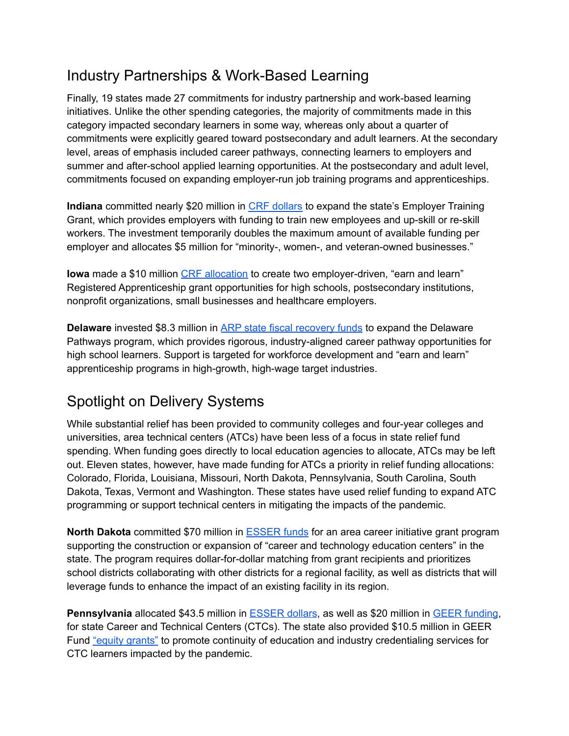## Industry Partnerships & Work-Based Learning

Finally, 19 states made 27 commitments for industry partnership and work-based learning initiatives. Unlike the other spending categories, the majority of commitments made in this category impacted secondary learners in some way, whereas only about a quarter of commitments were explicitly geared toward postsecondary and adult learners. At the secondary level, areas of emphasis included career pathways, connecting learners to employers and summer and after-school applied learning opportunities. At the postsecondary and adult level, commitments focused on expanding employer-run job training programs and apprenticeships.

**Indiana** committed nearly $20 million in CRF dollars to expand the state's Employer Training Grant, which provides employers with funding to train new employees and up-skill or re-skill workers. The investment temporarily doubles the maximum amount of available funding per employer and allocates $5 million for "minority-, women-, and veteran-owned businesses."

**Iowa** made a $10 million CRF allocation to create two employer-driven, "earn and learn" Registered Apprenticeship grant opportunities for high schools, postsecondary institutions, nonprofit organizations, small businesses and healthcare employers.

**Delaware** invested $8.3 million in ARP state fiscal recovery funds to expand the Delaware Pathways program, which provides rigorous, industry-aligned career pathway opportunities for high school learners. Support is targeted for workforce development and "earn and learn" apprenticeship programs in high-growth, high-wage target industries.

## Spotlight on Delivery Systems

While substantial relief has been provided to community colleges and four-year colleges and universities, area technical centers (ATCs) have been less of a focus in state relief fund spending. When funding goes directly to local education agencies to allocate, ATCs may be left out. Eleven states, however, have made funding for ATCs a priority in relief funding allocations: Colorado, Florida, Louisiana, Missouri, North Dakota, Pennsylvania, South Carolina, South Dakota, Texas, Vermont and Washington. These states have used relief funding to expand ATC programming or support technical centers in mitigating the impacts of the pandemic.

**North Dakota** committed $70 million in ESSER funds for an area career initiative grant program supporting the construction or expansion of "career and technology education centers" in the state. The program requires dollar-for-dollar matching from grant recipients and prioritizes school districts collaborating with other districts for a regional facility, as well as districts that will leverage funds to enhance the impact of an existing facility in its region.

**Pennsylvania** allocated $43.5 million in ESSER dollars, as well as $20 million in GEER funding, for state Career and Technical Centers (CTCs). The state also provided $10.5 million in GEER Fund "equity grants" to promote continuity of education and industry credentialing services for CTC learners impacted by the pandemic.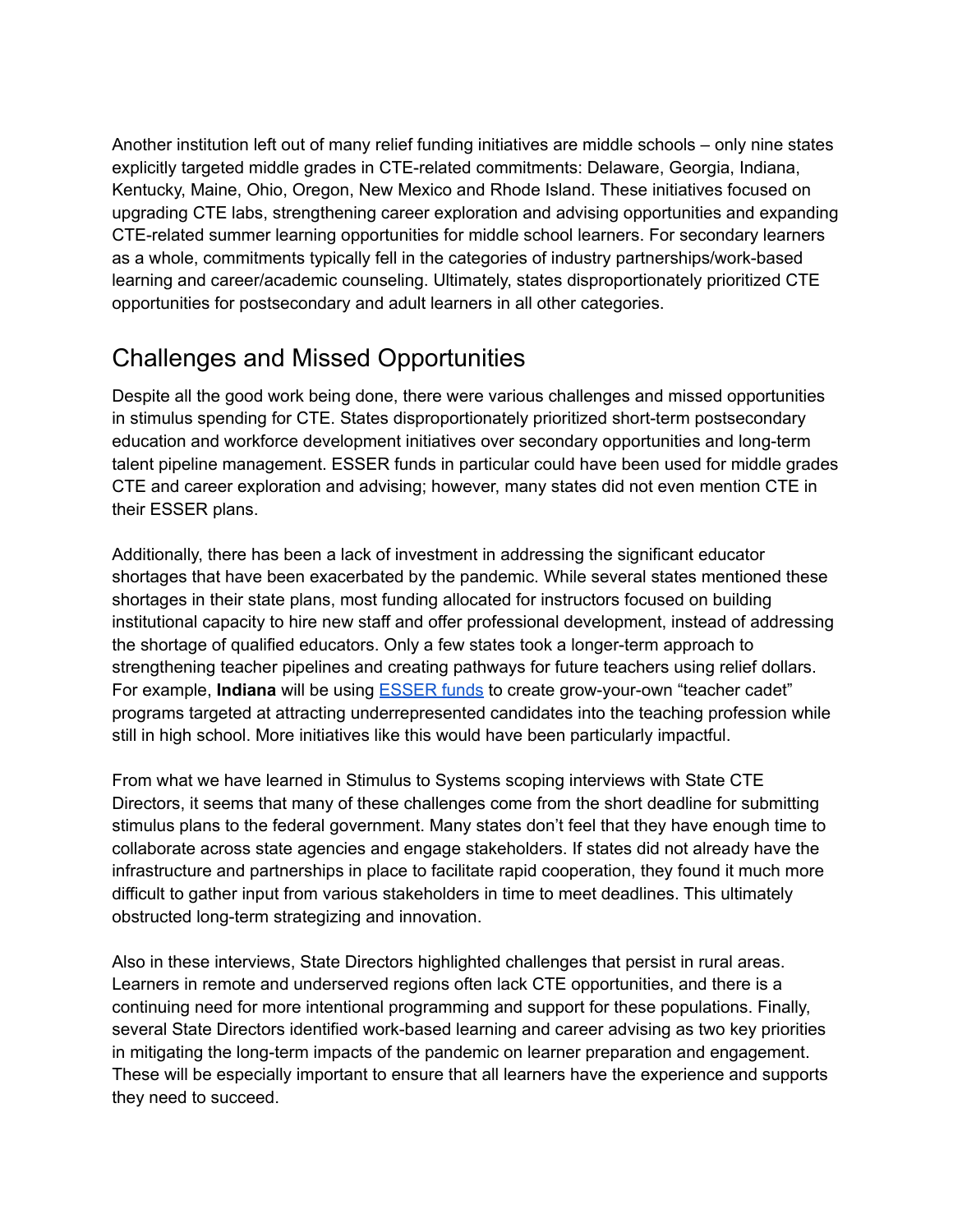Another institution left out of many relief funding initiatives are middle schools – only nine states explicitly targeted middle grades in CTE-related commitments: Delaware, Georgia, Indiana, Kentucky, Maine, Ohio, Oregon, New Mexico and Rhode Island. These initiatives focused on upgrading CTE labs, strengthening career exploration and advising opportunities and expanding CTE-related summer learning opportunities for middle school learners. For secondary learners as a whole, commitments typically fell in the categories of industry partnerships/work-based learning and career/academic counseling. Ultimately, states disproportionately prioritized CTE opportunities for postsecondary and adult learners in all other categories.

## Challenges and Missed Opportunities

Despite all the good work being done, there were various challenges and missed opportunities in stimulus spending for CTE. States disproportionately prioritized short-term postsecondary education and workforce development initiatives over secondary opportunities and long-term talent pipeline management. ESSER funds in particular could have been used for middle grades CTE and career exploration and advising; however, many states did not even mention CTE in their ESSER plans.

Additionally, there has been a lack of investment in addressing the significant educator shortages that have been exacerbated by the pandemic. While several states mentioned these shortages in their state plans, most funding allocated for instructors focused on building institutional capacity to hire new staff and offer professional development, instead of addressing the shortage of qualified educators. Only a few states took a longer-term approach to strengthening teacher pipelines and creating pathways for future teachers using relief dollars. For example, **Indiana** will be using ESSER funds to create grow-your-own "teacher cadet" programs targeted at attracting underrepresented candidates into the teaching profession while still in high school. More initiatives like this would have been particularly impactful.

From what we have learned in Stimulus to Systems scoping interviews with State CTE Directors, it seems that many of these challenges come from the short deadline for submitting stimulus plans to the federal government. Many states don't feel that they have enough time to collaborate across state agencies and engage stakeholders. If states did not already have the infrastructure and partnerships in place to facilitate rapid cooperation, they found it much more difficult to gather input from various stakeholders in time to meet deadlines. This ultimately obstructed long-term strategizing and innovation.

Also in these interviews, State Directors highlighted challenges that persist in rural areas. Learners in remote and underserved regions often lack CTE opportunities, and there is a continuing need for more intentional programming and support for these populations. Finally, several State Directors identified work-based learning and career advising as two key priorities in mitigating the long-term impacts of the pandemic on learner preparation and engagement. These will be especially important to ensure that all learners have the experience and supports they need to succeed.